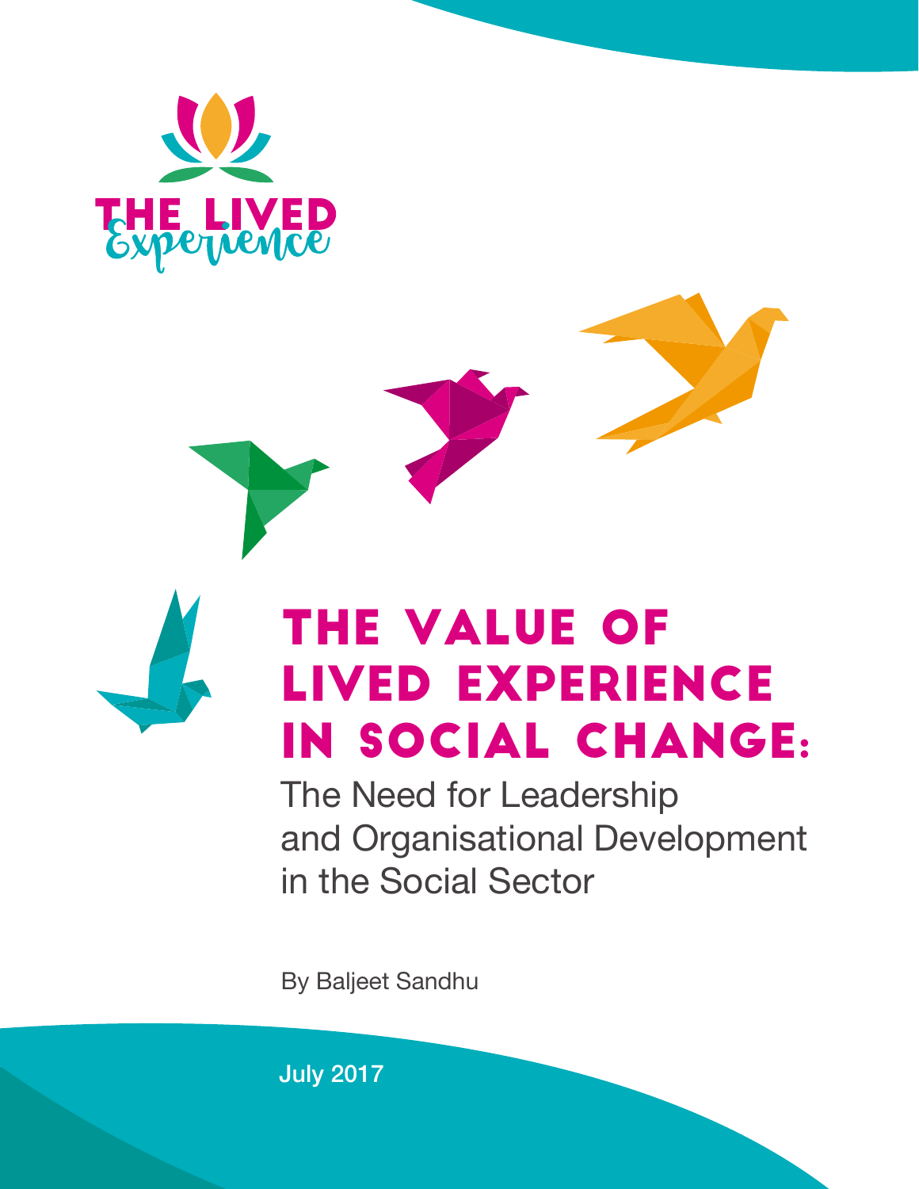THE LIVED Experience

# THE VALUE OF LIVED EXPERIENCE IN SOCIAL CHANGE:

## The Need for Leadership and Organisational Development in the Social Sector

By Baljeet Sandhu

July 2017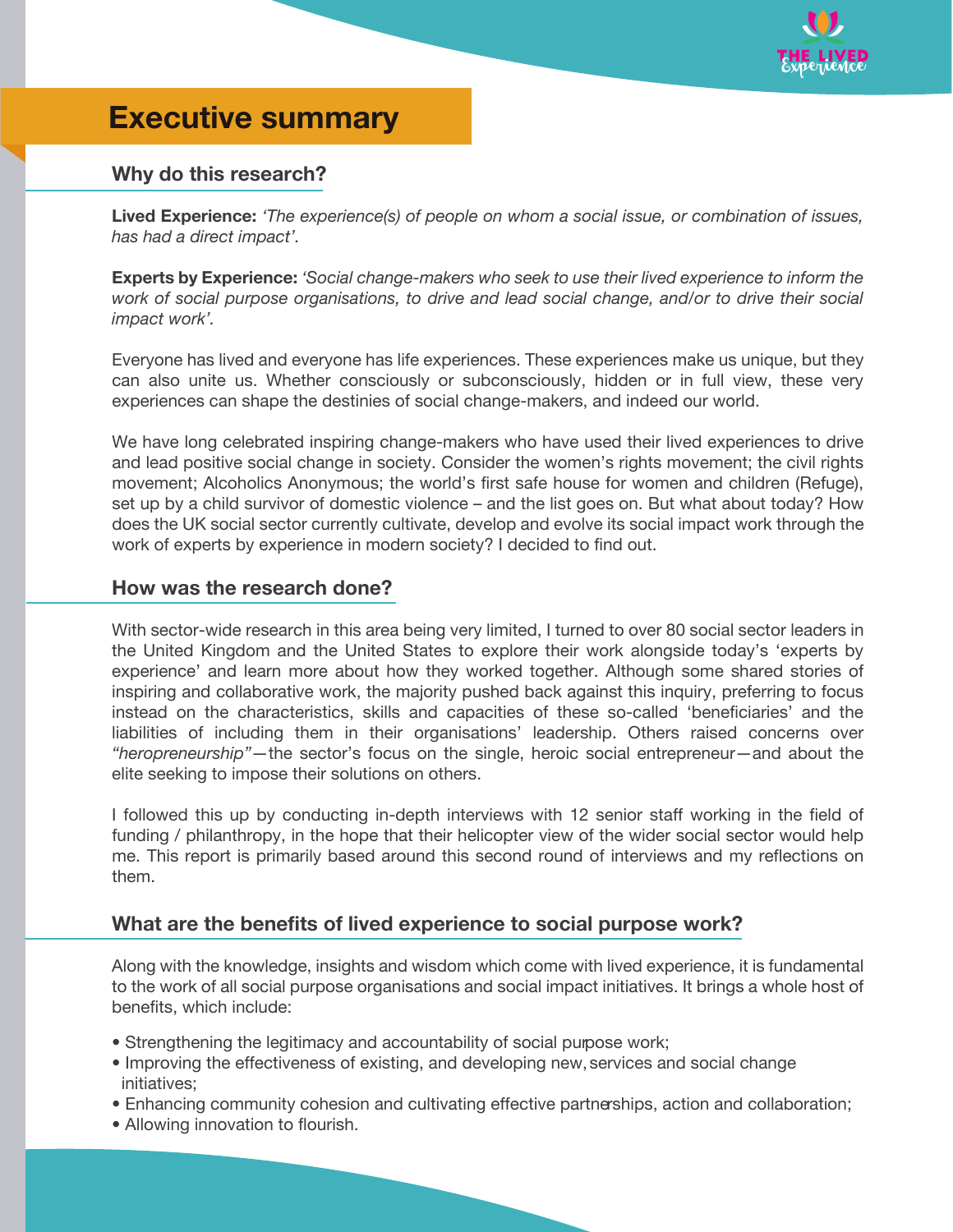# Executive summary

## Why do this research?

**Lived Experience:** *'The experience(s) of people on whom a social issue, or combination of issues, has had a direct impact'.*

**Experts by Experience:** *'Social change-makers who seek to use their lived experience to inform the work of social purpose organisations, to drive and lead social change, and/or to drive their social impact work'.*

Everyone has lived and everyone has life experiences. These experiences make us unique, but they can also unite us. Whether consciously or subconsciously, hidden or in full view, these very experiences can shape the destinies of social change-makers, and indeed our world.

We have long celebrated inspiring change-makers who have used their lived experiences to drive and lead positive social change in society. Consider the women's rights movement; the civil rights movement; Alcoholics Anonymous; the world's first safe house for women and children (Refuge), set up by a child survivor of domestic violence – and the list goes on. But what about today? How does the UK social sector currently cultivate, develop and evolve its social impact work through the work of experts by experience in modern society? I decided to find out.

## How was the research done?

With sector-wide research in this area being very limited, I turned to over 80 social sector leaders in the United Kingdom and the United States to explore their work alongside today's 'experts by experience' and learn more about how they worked together. Although some shared stories of inspiring and collaborative work, the majority pushed back against this inquiry, preferring to focus instead on the characteristics, skills and capacities of these so-called 'beneficiaries' and the liabilities of including them in their organisations' leadership. Others raised concerns over *"heropreneurship"*—the sector's focus on the single, heroic social entrepreneur—and about the elite seeking to impose their solutions on others.

I followed this up by conducting in-depth interviews with 12 senior staff working in the field of funding / philanthropy, in the hope that their helicopter view of the wider social sector would help me. This report is primarily based around this second round of interviews and my reflections on them.

## What are the benefits of lived experience to social purpose work?

Along with the knowledge, insights and wisdom which come with lived experience, it is fundamental to the work of all social purpose organisations and social impact initiatives. It brings a whole host of benefits, which include:

- Strengthening the legitimacy and accountability of social purpose work;
- Improving the effectiveness of existing, and developing new, services and social change initiatives;
- Enhancing community cohesion and cultivating effective partnerships, action and collaboration;
- Allowing innovation to flourish.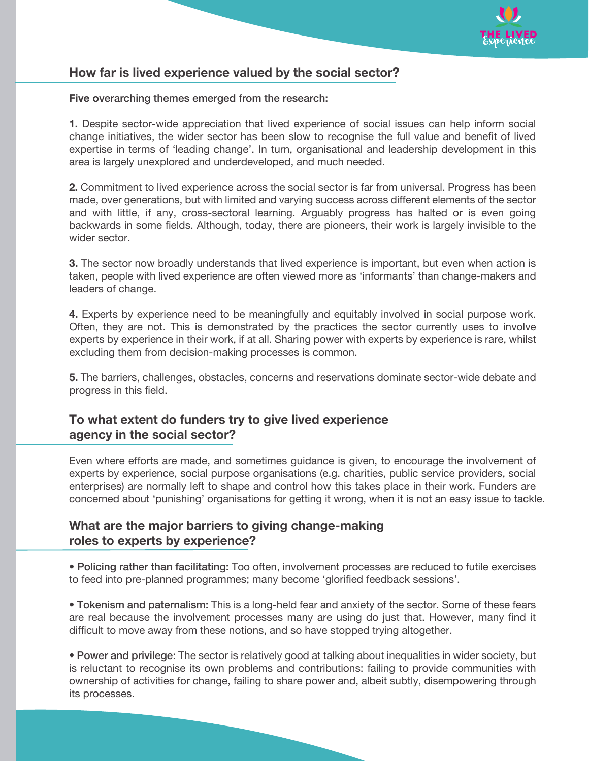## How far is lived experience valued by the social sector?

**Five overarching themes emerged from the research:**

**1.** Despite sector-wide appreciation that lived experience of social issues can help inform social change initiatives, the wider sector has been slow to recognise the full value and benefit of lived expertise in terms of 'leading change'. In turn, organisational and leadership development in this area is largely unexplored and underdeveloped, and much needed.

**2.** Commitment to lived experience across the social sector is far from universal. Progress has been made, over generations, but with limited and varying success across different elements of the sector and with little, if any, cross-sectoral learning. Arguably progress has halted or is even going backwards in some fields. Although, today, there are pioneers, their work is largely invisible to the wider sector.

**3.** The sector now broadly understands that lived experience is important, but even when action is taken, people with lived experience are often viewed more as 'informants' than change-makers and leaders of change.

**4.** Experts by experience need to be meaningfully and equitably involved in social purpose work. Often, they are not. This is demonstrated by the practices the sector currently uses to involve experts by experience in their work, if at all. Sharing power with experts by experience is rare, whilst excluding them from decision-making processes is common.

**5.** The barriers, challenges, obstacles, concerns and reservations dominate sector-wide debate and progress in this field.

## To what extent do funders try to give lived experience agency in the social sector?

Even where efforts are made, and sometimes guidance is given, to encourage the involvement of experts by experience, social purpose organisations (e.g. charities, public service providers, social enterprises) are normally left to shape and control how this takes place in their work. Funders are concerned about 'punishing' organisations for getting it wrong, when it is not an easy issue to tackle.

## What are the major barriers to giving change-making roles to experts by experience?

- **Policing rather than facilitating:** Too often, involvement processes are reduced to futile exercises to feed into pre-planned programmes; many become 'glorified feedback sessions'.

- **Tokenism and paternalism:** This is a long-held fear and anxiety of the sector. Some of these fears are real because the involvement processes many are using do just that. However, many find it difficult to move away from these notions, and so have stopped trying altogether.

- **Power and privilege:** The sector is relatively good at talking about inequalities in wider society, but is reluctant to recognise its own problems and contributions: failing to provide communities with ownership of activities for change, failing to share power and, albeit subtly, disempowering through its processes.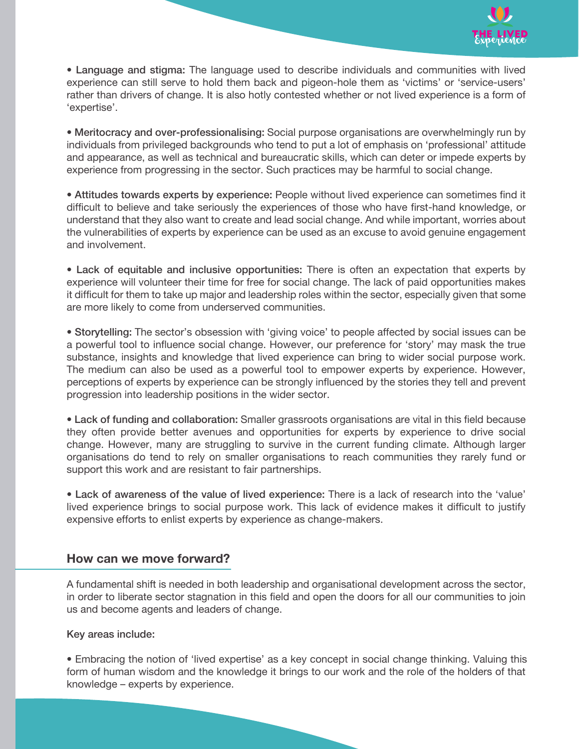- **Language and stigma:** The language used to describe individuals and communities with lived experience can still serve to hold them back and pigeon-hole them as 'victims' or 'service-users' rather than drivers of change. It is also hotly contested whether or not lived experience is a form of 'expertise'.

- **Meritocracy and over-professionalising:** Social purpose organisations are overwhelmingly run by individuals from privileged backgrounds who tend to put a lot of emphasis on 'professional' attitude and appearance, as well as technical and bureaucratic skills, which can deter or impede experts by experience from progressing in the sector. Such practices may be harmful to social change.

- **Attitudes towards experts by experience:** People without lived experience can sometimes find it difficult to believe and take seriously the experiences of those who have first-hand knowledge, or understand that they also want to create and lead social change. And while important, worries about the vulnerabilities of experts by experience can be used as an excuse to avoid genuine engagement and involvement.

- **Lack of equitable and inclusive opportunities:** There is often an expectation that experts by experience will volunteer their time for free for social change. The lack of paid opportunities makes it difficult for them to take up major and leadership roles within the sector, especially given that some are more likely to come from underserved communities.

- **Storytelling:** The sector's obsession with 'giving voice' to people affected by social issues can be a powerful tool to influence social change. However, our preference for 'story' may mask the true substance, insights and knowledge that lived experience can bring to wider social purpose work. The medium can also be used as a powerful tool to empower experts by experience. However, perceptions of experts by experience can be strongly influenced by the stories they tell and prevent progression into leadership positions in the wider sector.

- **Lack of funding and collaboration:** Smaller grassroots organisations are vital in this field because they often provide better avenues and opportunities for experts by experience to drive social change. However, many are struggling to survive in the current funding climate. Although larger organisations do tend to rely on smaller organisations to reach communities they rarely fund or support this work and are resistant to fair partnerships.

- **Lack of awareness of the value of lived experience:** There is a lack of research into the 'value' lived experience brings to social purpose work. This lack of evidence makes it difficult to justify expensive efforts to enlist experts by experience as change-makers.

## How can we move forward?

A fundamental shift is needed in both leadership and organisational development across the sector, in order to liberate sector stagnation in this field and open the doors for all our communities to join us and become agents and leaders of change.

**Key areas include:**

- Embracing the notion of 'lived expertise' as a key concept in social change thinking. Valuing this form of human wisdom and the knowledge it brings to our work and the role of the holders of that knowledge – experts by experience.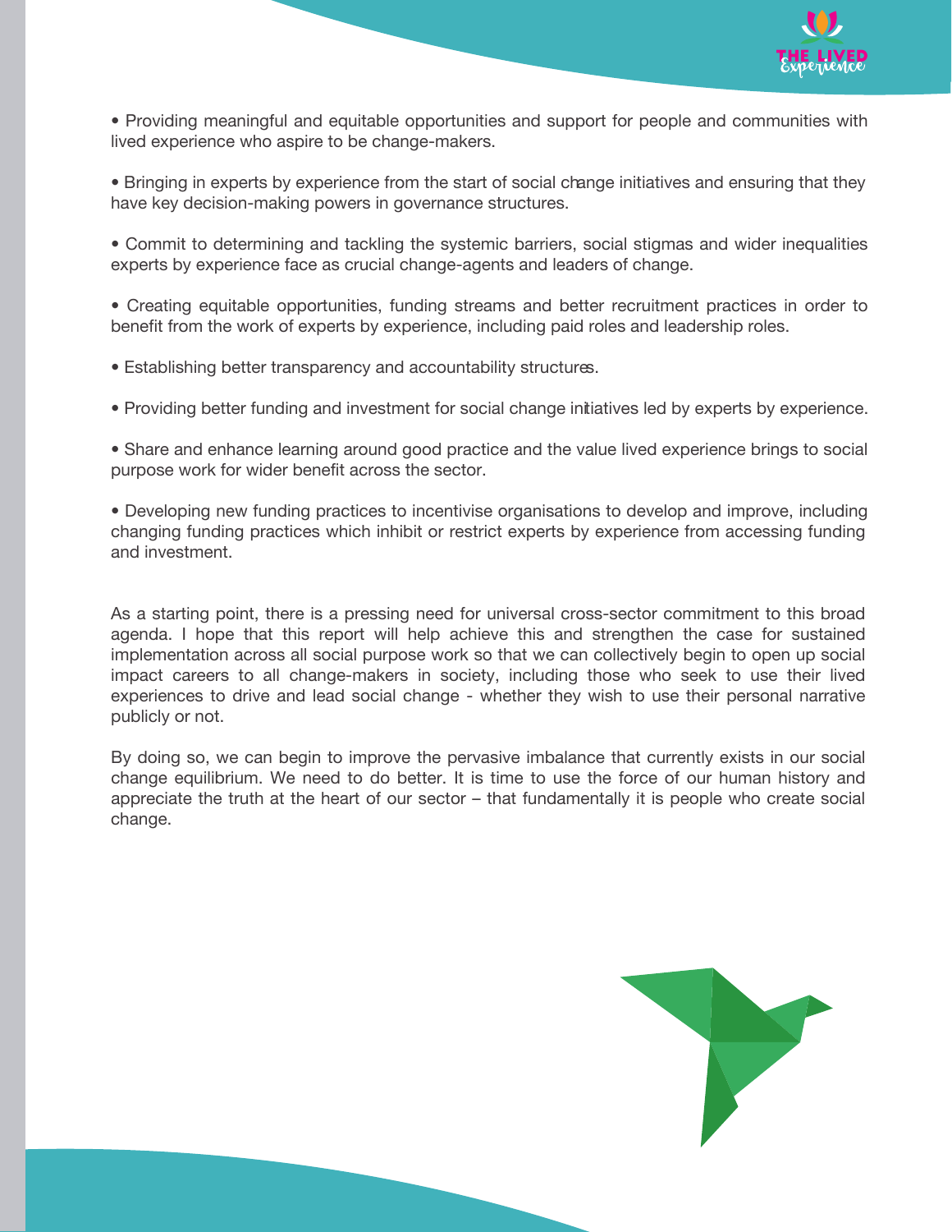- Providing meaningful and equitable opportunities and support for people and communities with lived experience who aspire to be change-makers.

- Bringing in experts by experience from the start of social change initiatives and ensuring that they have key decision-making powers in governance structures.

- Commit to determining and tackling the systemic barriers, social stigmas and wider inequalities experts by experience face as crucial change-agents and leaders of change.

- Creating equitable opportunities, funding streams and better recruitment practices in order to benefit from the work of experts by experience, including paid roles and leadership roles.

- Establishing better transparency and accountability structures.

- Providing better funding and investment for social change initiatives led by experts by experience.

- Share and enhance learning around good practice and the value lived experience brings to social purpose work for wider benefit across the sector.

- Developing new funding practices to incentivise organisations to develop and improve, including changing funding practices which inhibit or restrict experts by experience from accessing funding and investment.

As a starting point, there is a pressing need for universal cross-sector commitment to this broad agenda. I hope that this report will help achieve this and strengthen the case for sustained implementation across all social purpose work so that we can collectively begin to open up social impact careers to all change-makers in society, including those who seek to use their lived experiences to drive and lead social change - whether they wish to use their personal narrative publicly or not.

By doing so, we can begin to improve the pervasive imbalance that currently exists in our social change equilibrium. We need to do better. It is time to use the force of our human history and appreciate the truth at the heart of our sector – that fundamentally it is people who create social change.